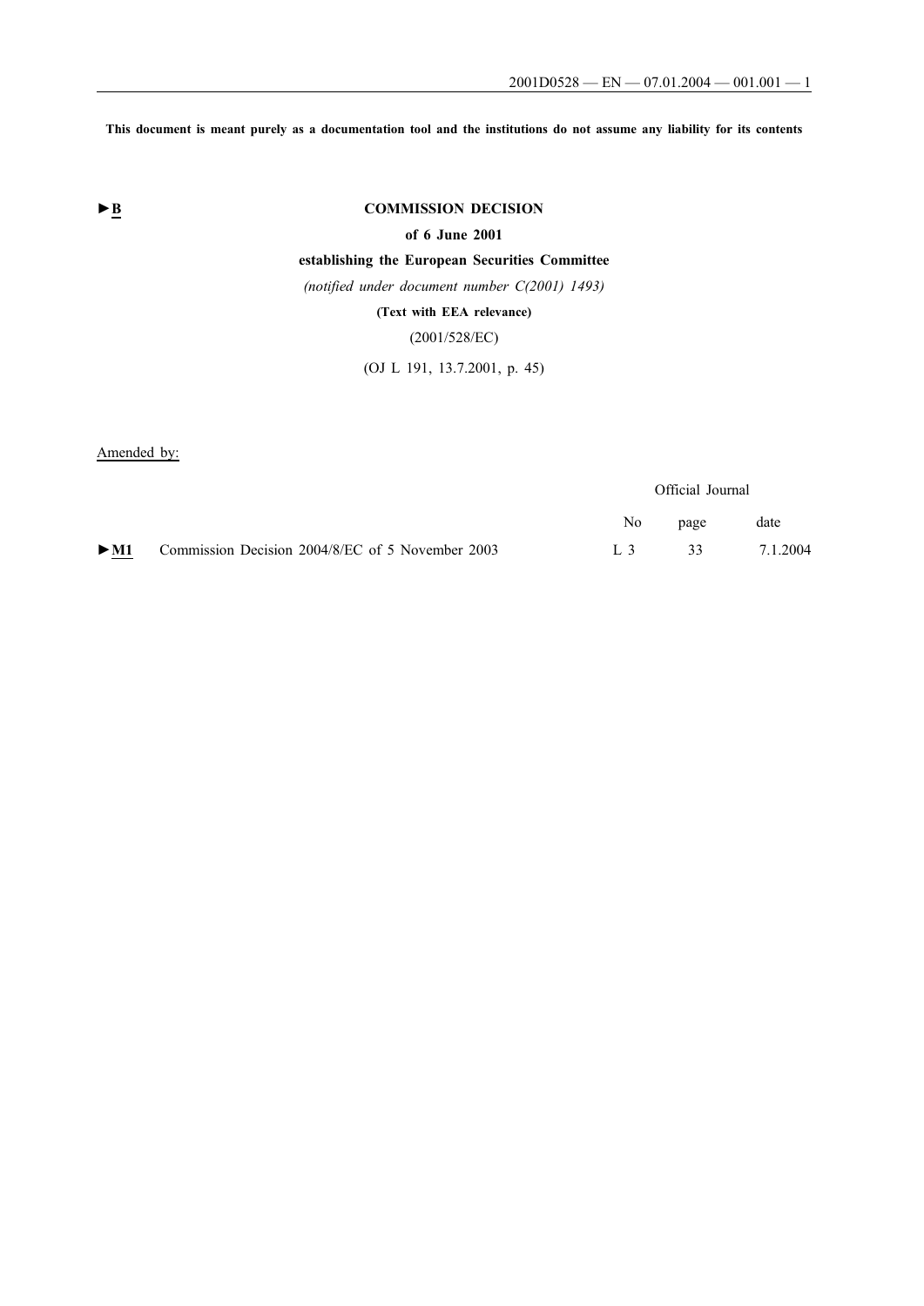This document is meant purely as a documentation tool and the institutions do not assume any liability for its contents

►B

# COMMISSION DECISION

## of 6 June 2001

## establishing the European Securities Committee

*(notified under document number C(2001) 1493)*

**(Text with EEA relevance)**

(2001/528/EC)

(OJ L 191, 13.7.2001, p. 45)

Amended by:

| | | Official Journal | | |
|---|---|---|---|---|
| | | No | page | date |
| ►M1 | Commission Decision 2004/8/EC of 5 November 2003 | L 3 | 33 | 7.1.2004 |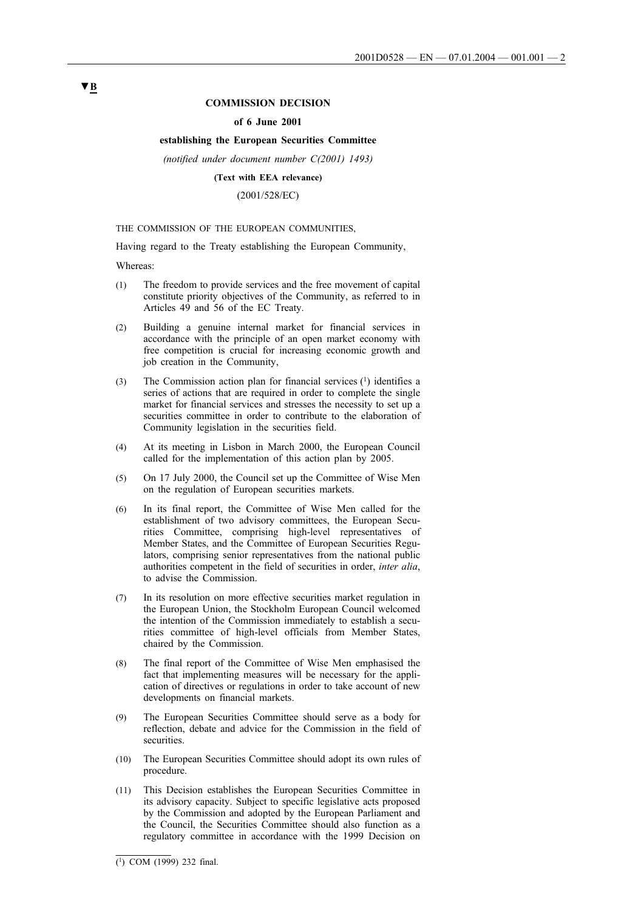▼B

**COMMISSION DECISION**

**of 6 June 2001**

**establishing the European Securities Committee**

*(notified under document number C(2001) 1493)*

**(Text with EEA relevance)**

(2001/528/EC)

THE COMMISSION OF THE EUROPEAN COMMUNITIES,

Having regard to the Treaty establishing the European Community,

Whereas:

(1) The freedom to provide services and the free movement of capital constitute priority objectives of the Community, as referred to in Articles 49 and 56 of the EC Treaty.

(2) Building a genuine internal market for financial services in accordance with the principle of an open market economy with free competition is crucial for increasing economic growth and job creation in the Community,

(3) The Commission action plan for financial services [1] identifies a series of actions that are required in order to complete the single market for financial services and stresses the necessity to set up a securities committee in order to contribute to the elaboration of Community legislation in the securities field.

(4) At its meeting in Lisbon in March 2000, the European Council called for the implementation of this action plan by 2005.

(5) On 17 July 2000, the Council set up the Committee of Wise Men on the regulation of European securities markets.

(6) In its final report, the Committee of Wise Men called for the establishment of two advisory committees, the European Securities Committee, comprising high-level representatives of Member States, and the Committee of European Securities Regulators, comprising senior representatives from the national public authorities competent in the field of securities in order, *inter alia*, to advise the Commission.

(7) In its resolution on more effective securities market regulation in the European Union, the Stockholm European Council welcomed the intention of the Commission immediately to establish a securities committee of high-level officials from Member States, chaired by the Commission.

(8) The final report of the Committee of Wise Men emphasised the fact that implementing measures will be necessary for the application of directives or regulations in order to take account of new developments on financial markets.

(9) The European Securities Committee should serve as a body for reflection, debate and advice for the Commission in the field of securities.

(10) The European Securities Committee should adopt its own rules of procedure.

(11) This Decision establishes the European Securities Committee in its advisory capacity. Subject to specific legislative acts proposed by the Commission and adopted by the European Parliament and the Council, the Securities Committee should also function as a regulatory committee in accordance with the 1999 Decision on

---

[1] COM (1999) 232 final.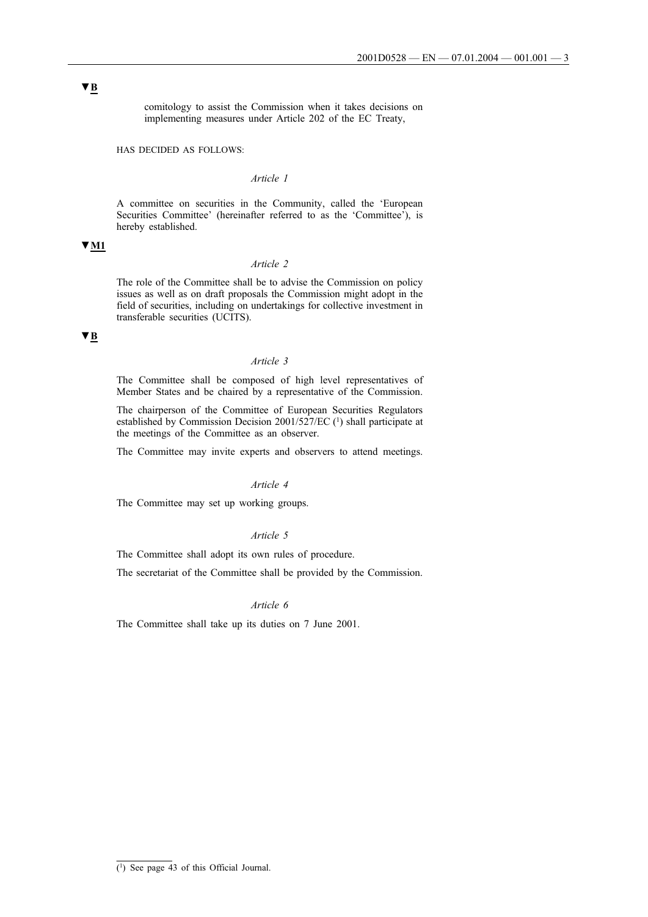▼B

comitology to assist the Commission when it takes decisions on implementing measures under Article 202 of the EC Treaty,

HAS DECIDED AS FOLLOWS:

*Article 1*

A committee on securities in the Community, called the 'European Securities Committee' (hereinafter referred to as the 'Committee'), is hereby established.

▼M1

*Article 2*

The role of the Committee shall be to advise the Commission on policy issues as well as on draft proposals the Commission might adopt in the field of securities, including on undertakings for collective investment in transferable securities (UCITS).

▼B

*Article 3*

The Committee shall be composed of high level representatives of Member States and be chaired by a representative of the Commission.

The chairperson of the Committee of European Securities Regulators established by Commission Decision 2001/527/EC (1) shall participate at the meetings of the Committee as an observer.

The Committee may invite experts and observers to attend meetings.

*Article 4*

The Committee may set up working groups.

*Article 5*

The Committee shall adopt its own rules of procedure.

The secretariat of the Committee shall be provided by the Commission.

*Article 6*

The Committee shall take up its duties on 7 June 2001.

(1) See page 43 of this Official Journal.